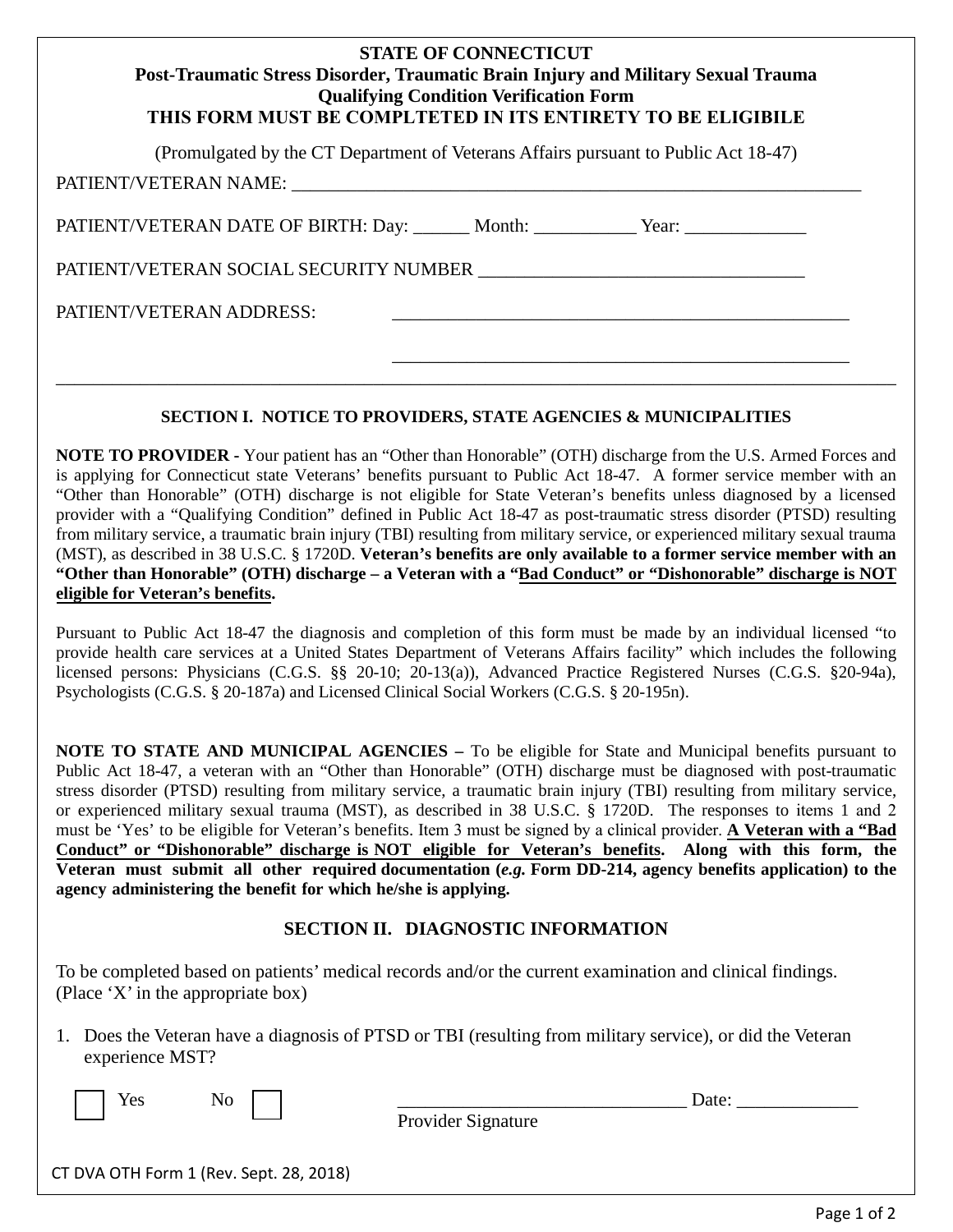**STATE OF CONNECTICUT**
**Post-Traumatic Stress Disorder, Traumatic Brain Injury and Military Sexual Trauma**
**Qualifying Condition Verification Form**
**THIS FORM MUST BE COMPLTETED IN ITS ENTIRETY TO BE ELIGIBILE**

(Promulgated by the CT Department of Veterans Affairs pursuant to Public Act 18-47)

PATIENT/VETERAN NAME: ________________________________________________________________

PATIENT/VETERAN DATE OF BIRTH: Day: ______ Month: ___________ Year: _____________

PATIENT/VETERAN SOCIAL SECURITY NUMBER ___________________________________

PATIENT/VETERAN ADDRESS: ___________________________________________________

___________________________________________________

## SECTION I. NOTICE TO PROVIDERS, STATE AGENCIES & MUNICIPALITIES

**NOTE TO PROVIDER -** Your patient has an "Other than Honorable" (OTH) discharge from the U.S. Armed Forces and is applying for Connecticut state Veterans' benefits pursuant to Public Act 18-47. A former service member with an "Other than Honorable" (OTH) discharge is not eligible for State Veteran's benefits unless diagnosed by a licensed provider with a "Qualifying Condition" defined in Public Act 18-47 as post-traumatic stress disorder (PTSD) resulting from military service, a traumatic brain injury (TBI) resulting from military service, or experienced military sexual trauma (MST), as described in 38 U.S.C. § 1720D. **Veteran's benefits are only available to a former service member with an "Other than Honorable" (OTH) discharge – a Veteran with a "Bad Conduct" or "Dishonorable" discharge is NOT eligible for Veteran's benefits.**

Pursuant to Public Act 18-47 the diagnosis and completion of this form must be made by an individual licensed "to provide health care services at a United States Department of Veterans Affairs facility" which includes the following licensed persons: Physicians (C.G.S. §§ 20-10; 20-13(a)), Advanced Practice Registered Nurses (C.G.S. §20-94a), Psychologists (C.G.S. § 20-187a) and Licensed Clinical Social Workers (C.G.S. § 20-195n).

**NOTE TO STATE AND MUNICIPAL AGENCIES –** To be eligible for State and Municipal benefits pursuant to Public Act 18-47, a veteran with an "Other than Honorable" (OTH) discharge must be diagnosed with post-traumatic stress disorder (PTSD) resulting from military service, a traumatic brain injury (TBI) resulting from military service, or experienced military sexual trauma (MST), as described in 38 U.S.C. § 1720D. The responses to items 1 and 2 must be 'Yes' to be eligible for Veteran's benefits. Item 3 must be signed by a clinical provider. **A Veteran with a "Bad Conduct" or "Dishonorable" discharge is NOT eligible for Veteran's benefits. Along with this form, the Veteran must submit all other required documentation (*e.g.* Form DD-214, agency benefits application) to the agency administering the benefit for which he/she is applying.**

## SECTION II. DIAGNOSTIC INFORMATION

To be completed based on patients' medical records and/or the current examination and clinical findings. (Place 'X' in the appropriate box)

1. Does the Veteran have a diagnosis of PTSD or TBI (resulting from military service), or did the Veteran experience MST?

☐ Yes No ☐ _______________________________ Date: _____________
Provider Signature

CT DVA OTH Form 1 (Rev. Sept. 28, 2018)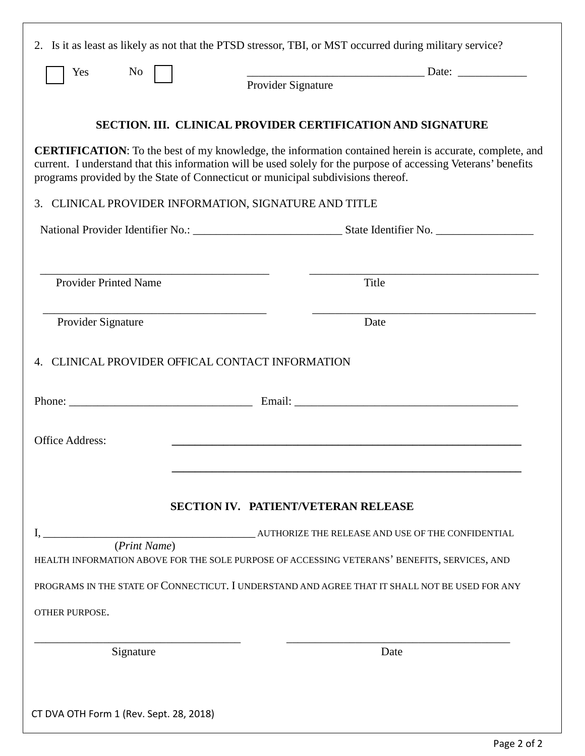2. Is it as least as likely as not that the PTSD stressor, TBI, or MST occurred during military service?

☐ Yes No ☐ ______________________________ Date: ___________
Provider Signature

## SECTION. III. CLINICAL PROVIDER CERTIFICATION AND SIGNATURE

**CERTIFICATION**: To the best of my knowledge, the information contained herein is accurate, complete, and current. I understand that this information will be used solely for the purpose of accessing Veterans' benefits programs provided by the State of Connecticut or municipal subdivisions thereof.

3. CLINICAL PROVIDER INFORMATION, SIGNATURE AND TITLE

National Provider Identifier No.: _________________________ State Identifier No. ________________

_______________________________________ _______________________________________
Provider Printed Name Title

_______________________________________ _______________________________________
Provider Signature Date

4. CLINICAL PROVIDER OFFICAL CONTACT INFORMATION

Phone: _______________________________ Email: ______________________________________

Office Address: ____________________________________________________________

____________________________________________________________

## SECTION IV. PATIENT/VETERAN RELEASE

I, ______________________________________ AUTHORIZE THE RELEASE AND USE OF THE CONFIDENTIAL
(*Print Name*)
HEALTH INFORMATION ABOVE FOR THE SOLE PURPOSE OF ACCESSING VETERANS' BENEFITS, SERVICES, AND PROGRAMS IN THE STATE OF CONNECTICUT. I UNDERSTAND AND AGREE THAT IT SHALL NOT BE USED FOR ANY OTHER PURPOSE.

_____________________________________ _______________________________________
Signature Date

CT DVA OTH Form 1 (Rev. Sept. 28, 2018)